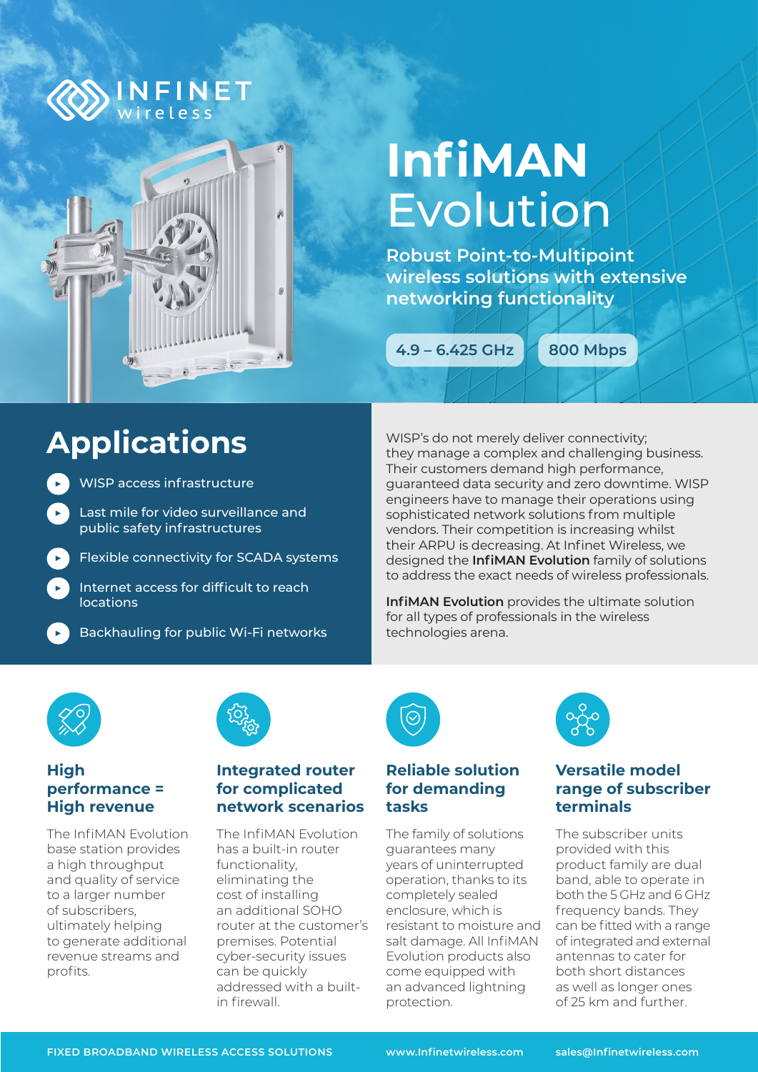INFINET wireless

# InfiMAN Evolution

**Robust Point-to-Multipoint wireless solutions with extensive networking functionality**

4.9 – 6.425 GHz

800 Mbps

## Applications

- WISP access infrastructure
- Last mile for video surveillance and public safety infrastructures
- Flexible connectivity for SCADA systems
- Internet access for difficult to reach locations
- Backhauling for public Wi-Fi networks

WISP's do not merely deliver connectivity; they manage a complex and challenging business. Their customers demand high performance, guaranteed data security and zero downtime. WISP engineers have to manage their operations using sophisticated network solutions from multiple vendors. Their competition is increasing whilst their ARPU is decreasing. At Infinet Wireless, we designed the **InfiMAN Evolution** family of solutions to address the exact needs of wireless professionals.

**InfiMAN Evolution** provides the ultimate solution for all types of professionals in the wireless technologies arena.

### High performance = High revenue

The InfiMAN Evolution base station provides a high throughput and quality of service to a larger number of subscribers, ultimately helping to generate additional revenue streams and profits.

### Integrated router for complicated network scenarios

The InfiMAN Evolution has a built-in router functionality, eliminating the cost of installing an additional SOHO router at the customer's premises. Potential cyber-security issues can be quickly addressed with a built-in firewall.

### Reliable solution for demanding tasks

The family of solutions guarantees many years of uninterrupted operation, thanks to its completely sealed enclosure, which is resistant to moisture and salt damage. All InfiMAN Evolution products also come equipped with an advanced lightning protection.

### Versatile model range of subscriber terminals

The subscriber units provided with this product family are dual band, able to operate in both the 5 GHz and 6 GHz frequency bands. They can be fitted with a range of integrated and external antennas to cater for both short distances as well as longer ones of 25 km and further.

FIXED BROADBAND WIRELESS ACCESS SOLUTIONS www.Infinetwireless.com sales@Infinetwireless.com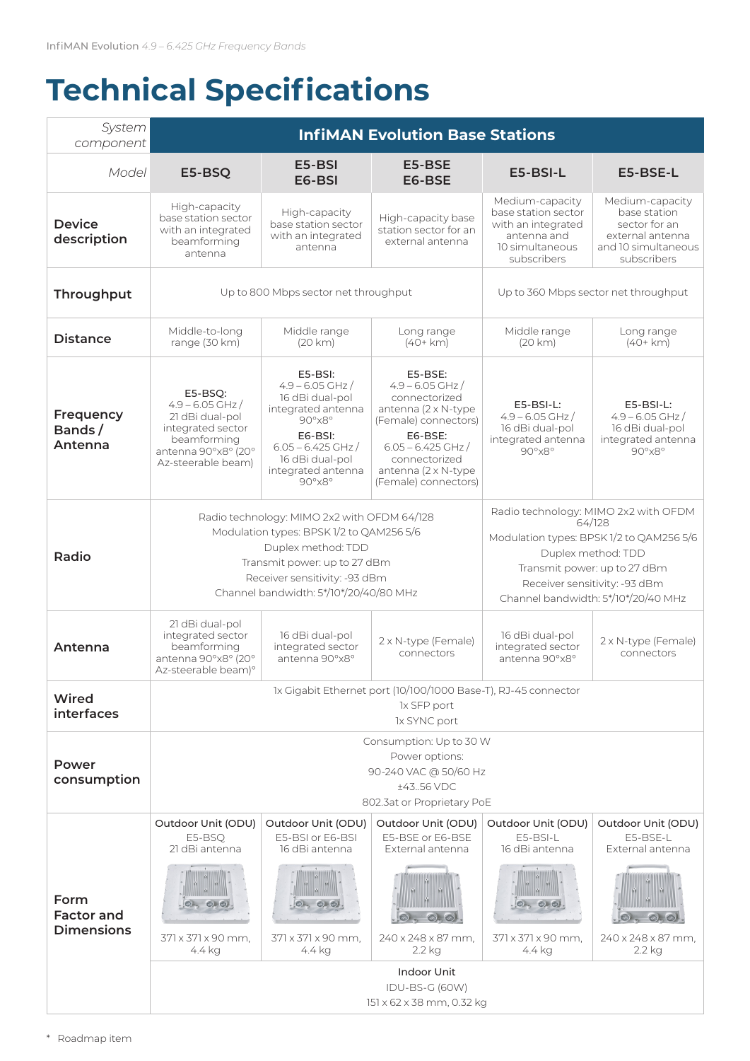# Technical Specifications

| *System component* | InfiMAN Evolution Base Stations | | | | |
|---|---|---|---|---|---|
| *Model* | **E5-BSQ** | **E5-BSI E6-BSI** | **E5-BSE E6-BSE** | **E5-BSI-L** | **E5-BSE-L** |
| **Device description** | High-capacity base station sector with an integrated beamforming antenna | High-capacity base station sector with an integrated antenna | High-capacity base station sector for an external antenna | Medium-capacity base station sector with an integrated antenna and 10 simultaneous subscribers | Medium-capacity base station sector for an external antenna and 10 simultaneous subscribers |
| **Throughput** | Up to 800 Mbps sector net throughput | | | Up to 360 Mbps sector net throughput | |
| **Distance** | Middle-to-long range (30 km) | Middle range (20 km) | Long range (40+ km) | Middle range (20 km) | Long range (40+ km) |
| **Frequency Bands / Antenna** | E5-BSQ: 4.9 – 6.05 GHz / 21 dBi dual-pol integrated sector beamforming antenna 90°x8° (20° Az-steerable beam) | E5-BSI: 4.9 – 6.05 GHz / 16 dBi dual-pol integrated antenna 90°x8° E6-BSI: 6.05 – 6.425 GHz / 16 dBi dual-pol integrated antenna 90°x8° | E5-BSE: 4.9 – 6.05 GHz / connectorized antenna (2 x N-type (Female) connectors) E6-BSE: 6.05 – 6.425 GHz / connectorized antenna (2 x N-type (Female) connectors) | E5-BSI-L: 4.9 – 6.05 GHz / 16 dBi dual-pol integrated antenna 90°x8° | E5-BSI-L: 4.9 – 6.05 GHz / 16 dBi dual-pol integrated antenna 90°x8° |
| **Radio** | Radio technology: MIMO 2x2 with OFDM 64/128<br>Modulation types: BPSK 1/2 to QAM256 5/6<br>Duplex method: TDD<br>Transmit power: up to 27 dBm<br>Receiver sensitivity: -93 dBm<br>Channel bandwidth: 5*/10*/20/40/80 MHz | | | Radio technology: MIMO 2x2 with OFDM 64/128<br>Modulation types: BPSK 1/2 to QAM256 5/6<br>Duplex method: TDD<br>Transmit power: up to 27 dBm<br>Receiver sensitivity: -93 dBm<br>Channel bandwidth: 5*/10*/20/40 MHz | |
| **Antenna** | 21 dBi dual-pol integrated sector beamforming antenna 90°x8° (20° Az-steerable beam)° | 16 dBi dual-pol integrated sector antenna 90°x8° | 2 x N-type (Female) connectors | 16 dBi dual-pol integrated sector antenna 90°x8° | 2 x N-type (Female) connectors |
| **Wired interfaces** | 1x Gigabit Ethernet port (10/100/1000 Base-T), RJ-45 connector<br>1x SFP port<br>1x SYNC port | | | | |
| **Power consumption** | Consumption: Up to 30 W<br>Power options:<br>90-240 VAC @ 50/60 Hz<br>±43..56 VDC<br>802.3at or Proprietary PoE | | | | |
| **Form Factor and Dimensions** | Outdoor Unit (ODU)<br>E5-BSQ<br>21 dBi antenna<br>371 x 371 x 90 mm, 4.4 kg | Outdoor Unit (ODU)<br>E5-BSI or E6-BSI<br>16 dBi antenna<br>371 x 371 x 90 mm, 4.4 kg | Outdoor Unit (ODU)<br>E5-BSE or E6-BSE<br>External antenna<br>240 x 248 x 87 mm, 2.2 kg | Outdoor Unit (ODU)<br>E5-BSI-L<br>16 dBi antenna<br>371 x 371 x 90 mm, 4.4 kg | Outdoor Unit (ODU)<br>E5-BSE-L<br>External antenna<br>240 x 248 x 87 mm, 2.2 kg |
| | Indoor Unit<br>IDU-BS-G (60W)<br>151 x 62 x 38 mm, 0.32 kg | | | | |

\* Roadmap item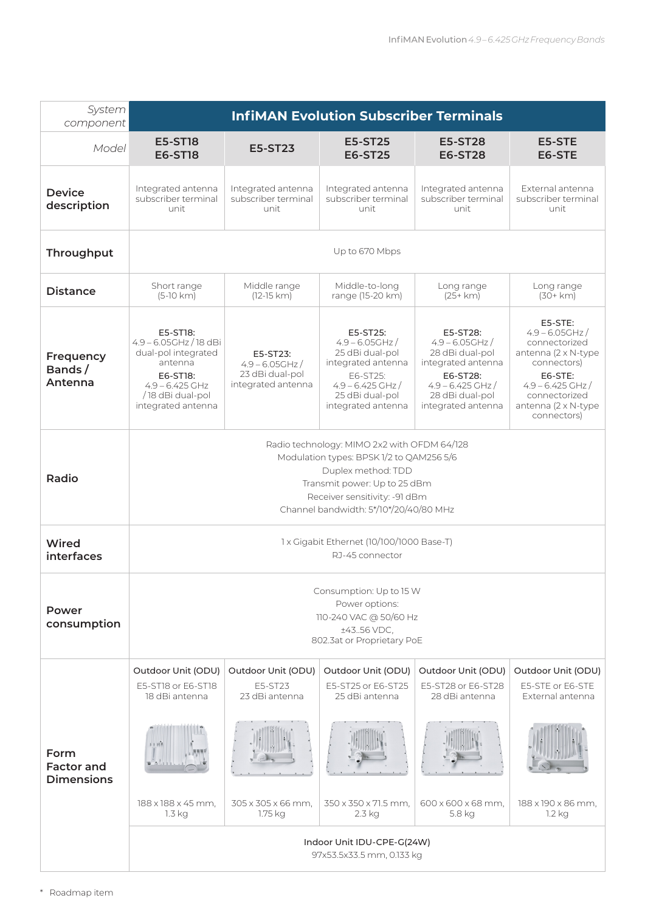| *System component* | InfiMAN Evolution Subscriber Terminals | | | | |
|---|---|---|---|---|---|
| *Model* | **E5-ST18 E6-ST18** | **E5-ST23** | **E5-ST25 E6-ST25** | **E5-ST28 E6-ST28** | **E5-STE E6-STE** |
| **Device description** | Integrated antenna subscriber terminal unit | Integrated antenna subscriber terminal unit | Integrated antenna subscriber terminal unit | Integrated antenna subscriber terminal unit | External antenna subscriber terminal unit |
| **Throughput** | Up to 670 Mbps | | | | |
| **Distance** | Short range (5-10 km) | Middle range (12-15 km) | Middle-to-long range (15-20 km) | Long range (25+ km) | Long range (30+ km) |
| **Frequency Bands / Antenna** | **E5-ST18:** 4.9 – 6.05GHz / 18 dBi dual-pol integrated antenna **E6-ST18:** 4.9 – 6.425 GHz / 18 dBi dual-pol integrated antenna | **E5-ST23:** 4.9 – 6.05GHz / 23 dBi dual-pol integrated antenna | **E5-ST25:** 4.9 – 6.05GHz / 25 dBi dual-pol integrated antenna E6-ST25: 4.9 – 6.425 GHz / 25 dBi dual-pol integrated antenna | **E5-ST28:** 4.9 – 6.05GHz / 28 dBi dual-pol integrated antenna **E6-ST28:** 4.9 – 6.425 GHz / 28 dBi dual-pol integrated antenna | **E5-STE:** 4.9 – 6.05GHz / connectorized antenna (2 x N-type connectors) **E6-STE:** 4.9 – 6.425 GHz / connectorized antenna (2 x N-type connectors) |
| **Radio** | Radio technology: MIMO 2x2 with OFDM 64/128<br>Modulation types: BPSK 1/2 to QAM256 5/6<br>Duplex method: TDD<br>Transmit power: Up to 25 dBm<br>Receiver sensitivity: -91 dBm<br>Channel bandwidth: 5*/10*/20/40/80 MHz | | | | |
| **Wired interfaces** | 1 x Gigabit Ethernet (10/100/1000 Base-T)<br>RJ-45 connector | | | | |
| **Power consumption** | Consumption: Up to 15 W<br>Power options:<br>110-240 VAC @ 50/60 Hz<br>±43..56 VDC,<br>802.3at or Proprietary PoE | | | | |
| **Form Factor and Dimensions** | Outdoor Unit (ODU)<br>E5-ST18 or E6-ST18<br>18 dBi antenna<br>188 x 188 x 45 mm, 1.3 kg | Outdoor Unit (ODU)<br>E5-ST23<br>23 dBi antenna<br>305 x 305 x 66 mm, 1.75 kg | Outdoor Unit (ODU)<br>E5-ST25 or E6-ST25<br>25 dBi antenna<br>350 x 350 x 71.5 mm, 2.3 kg | Outdoor Unit (ODU)<br>E5-ST28 or E6-ST28<br>28 dBi antenna<br>600 x 600 x 68 mm, 5.8 kg | Outdoor Unit (ODU)<br>E5-STE or E6-STE<br>External antenna<br>188 x 190 x 86 mm, 1.2 kg |
| | Indoor Unit IDU-CPE-G(24W)<br>97x53.5x33.5 mm, 0.133 kg | | | | |

\* Roadmap item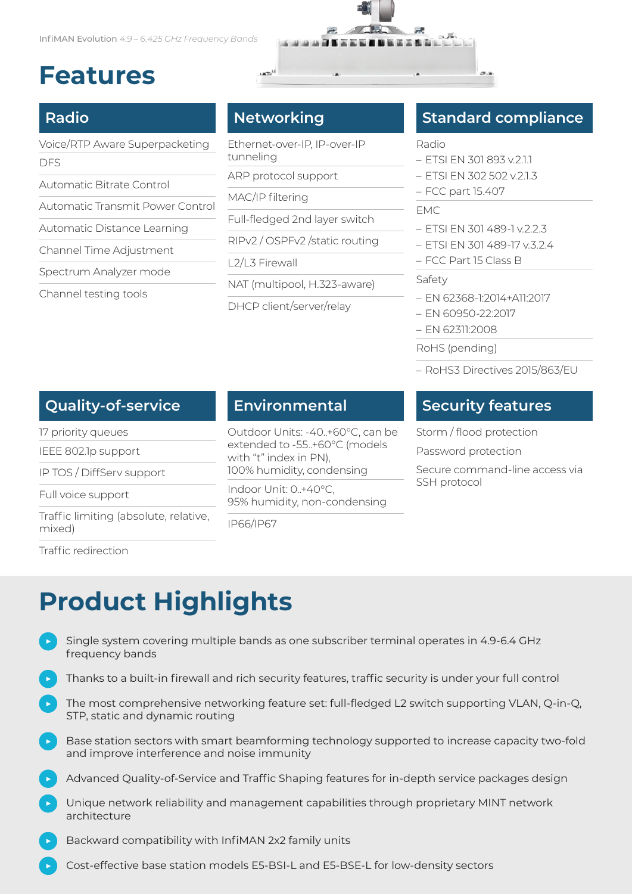InfiMAN Evolution *4.9 – 6.425 GHz Frequency Bands*

# Features

## Radio

- Voice/RTP Aware Superpacketing
- DFS
- Automatic Bitrate Control
- Automatic Transmit Power Control
- Automatic Distance Learning
- Channel Time Adjustment
- Spectrum Analyzer mode
- Channel testing tools

## Networking

- Ethernet-over-IP, IP-over-IP tunneling
- ARP protocol support
- MAC/IP filtering
- Full-fledged 2nd layer switch
- RIPv2 / OSPFv2 /static routing
- L2/L3 Firewall
- NAT (multipool, H.323-aware)
- DHCP client/server/relay

## Standard compliance

Radio

- ETSI EN 301 893 v.2.1.1
- ETSI EN 302 502 v.2.1.3
- FCC part 15.407

EMC

- ETSI EN 301 489-1 v.2.2.3
- ETSI EN 301 489-17 v.3.2.4
- FCC Part 15 Class B

Safety

- EN 62368-1:2014+A11:2017
- EN 60950-22:2017
- EN 62311:2008

RoHS (pending)

- RoHS3 Directives 2015/863/EU

## Quality-of-service

- 17 priority queues
- IEEE 802.1p support
- IP TOS / DiffServ support
- Full voice support
- Traffic limiting (absolute, relative, mixed)
- Traffic redirection

## Environmental

- Outdoor Units: -40..+60°C, can be extended to -55..+60°C (models with "t" index in PN), 100% humidity, condensing
- Indoor Unit: 0..+40°C, 95% humidity, non-condensing
- IP66/IP67

## Security features

- Storm / flood protection
- Password protection
- Secure command-line access via SSH protocol

# Product Highlights

- Single system covering multiple bands as one subscriber terminal operates in 4.9-6.4 GHz frequency bands
- Thanks to a built-in firewall and rich security features, traffic security is under your full control
- The most comprehensive networking feature set: full-fledged L2 switch supporting VLAN, Q-in-Q, STP, static and dynamic routing
- Base station sectors with smart beamforming technology supported to increase capacity two-fold and improve interference and noise immunity
- Advanced Quality-of-Service and Traffic Shaping features for in-depth service packages design
- Unique network reliability and management capabilities through proprietary MINT network architecture
- Backward compatibility with InfiMAN 2x2 family units
- Cost-effective base station models E5-BSI-L and E5-BSE-L for low-density sectors